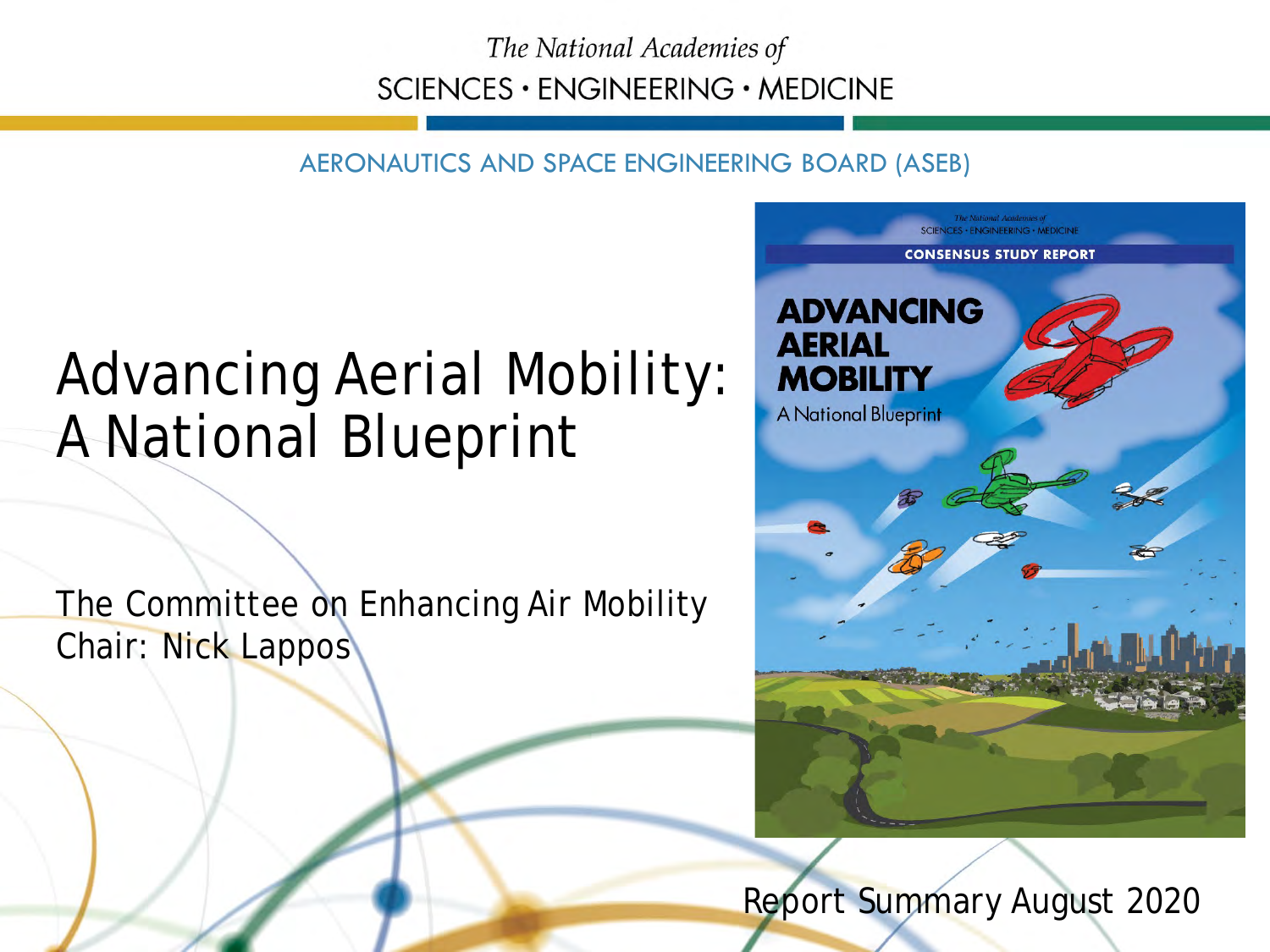The National Academies of
SCIENCES · ENGINEERING · MEDICINE

AERONAUTICS AND SPACE ENGINEERING BOARD (ASEB)

# Advancing Aerial Mobility: A National Blueprint

The Committee on Enhancing Air Mobility
Chair: Nick Lappos

Report Summary August 2020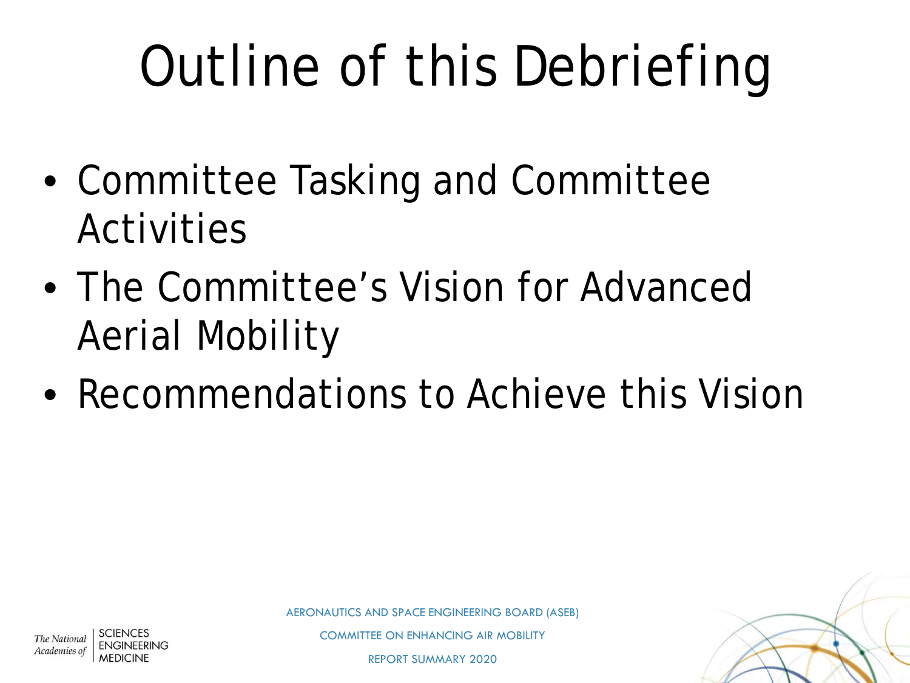# Outline of this Debriefing

- Committee Tasking and Committee Activities
- The Committee's Vision for Advanced Aerial Mobility
- Recommendations to Achieve this Vision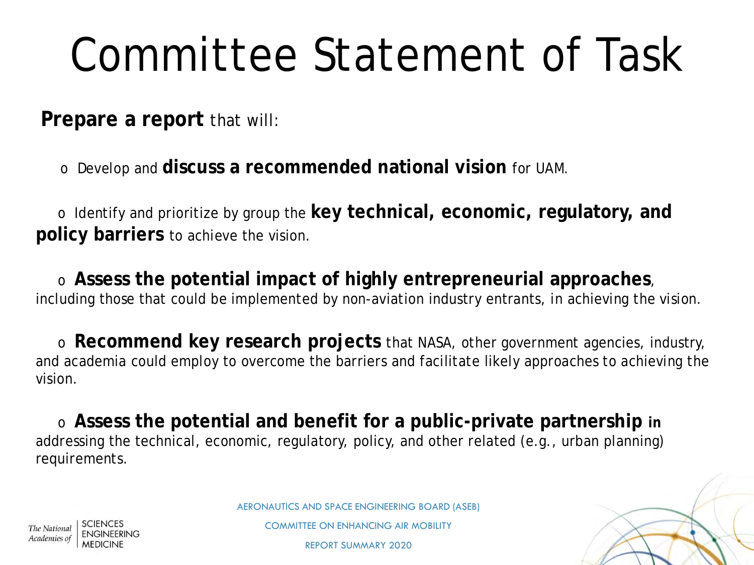# Committee Statement of Task

**Prepare a report** that will:

- Develop and **discuss a recommended national vision** for UAM.
- Identify and prioritize by group the **key technical, economic, regulatory, and policy barriers** to achieve the vision.
- **Assess the potential impact of highly entrepreneurial approaches**, including those that could be implemented by non-aviation industry entrants, in achieving the vision.
- **Recommend key research projects** that NASA, other government agencies, industry, and academia could employ to overcome the barriers and facilitate likely approaches to achieving the vision.
- **Assess the potential and benefit for a public-private partnership in** addressing the technical, economic, regulatory, policy, and other related (e.g., urban planning) requirements.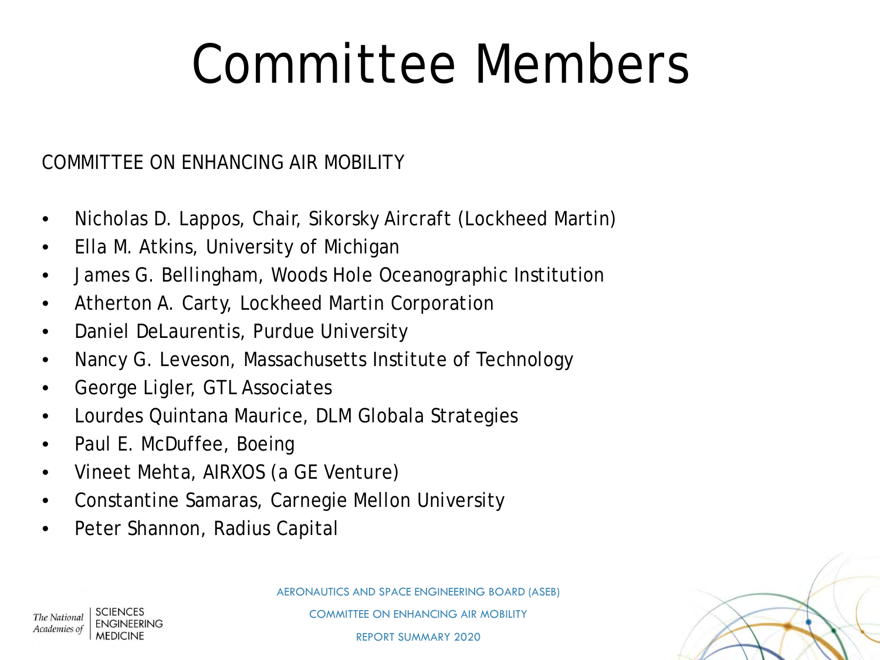# Committee Members

COMMITTEE ON ENHANCING AIR MOBILITY

- Nicholas D. Lappos, Chair, Sikorsky Aircraft (Lockheed Martin)
- Ella M. Atkins, University of Michigan
- James G. Bellingham, Woods Hole Oceanographic Institution
- Atherton A. Carty, Lockheed Martin Corporation
- Daniel DeLaurentis, Purdue University
- Nancy G. Leveson, Massachusetts Institute of Technology
- George Ligler, GTL Associates
- Lourdes Quintana Maurice, DLM Globala Strategies
- Paul E. McDuffee, Boeing
- Vineet Mehta, AIRXOS (a GE Venture)
- Constantine Samaras, Carnegie Mellon University
- Peter Shannon, Radius Capital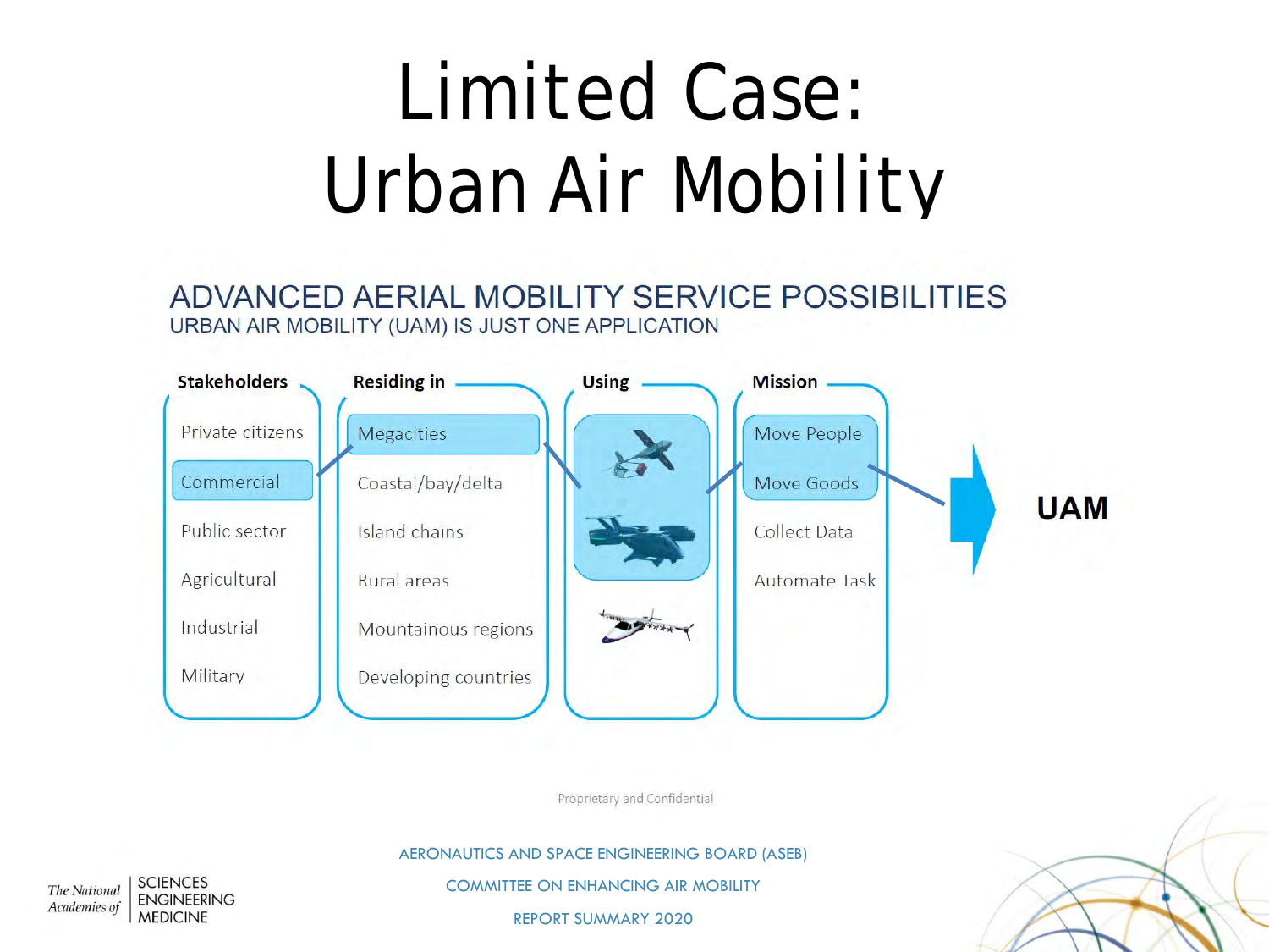# Limited Case: Urban Air Mobility

## ADVANCED AERIAL MOBILITY SERVICE POSSIBILITIES

URBAN AIR MOBILITY (UAM) IS JUST ONE APPLICATION

| Stakeholders | Residing in | Using | Mission |
|---|---|---|---|
| Private citizens | Megacities | | Move People |
| Commercial | Coastal/bay/delta | | Move Goods |
| Public sector | Island chains | | Collect Data |
| Agricultural | Rural areas | | Automate Task |
| Industrial | Mountainous regions | | |
| Military | Developing countries | | |

**UAM**

Proprietary and Confidential

AERONAUTICS AND SPACE ENGINEERING BOARD (ASEB)

COMMITTEE ON ENHANCING AIR MOBILITY

REPORT SUMMARY 2020

*The National Academies of* SCIENCES ENGINEERING MEDICINE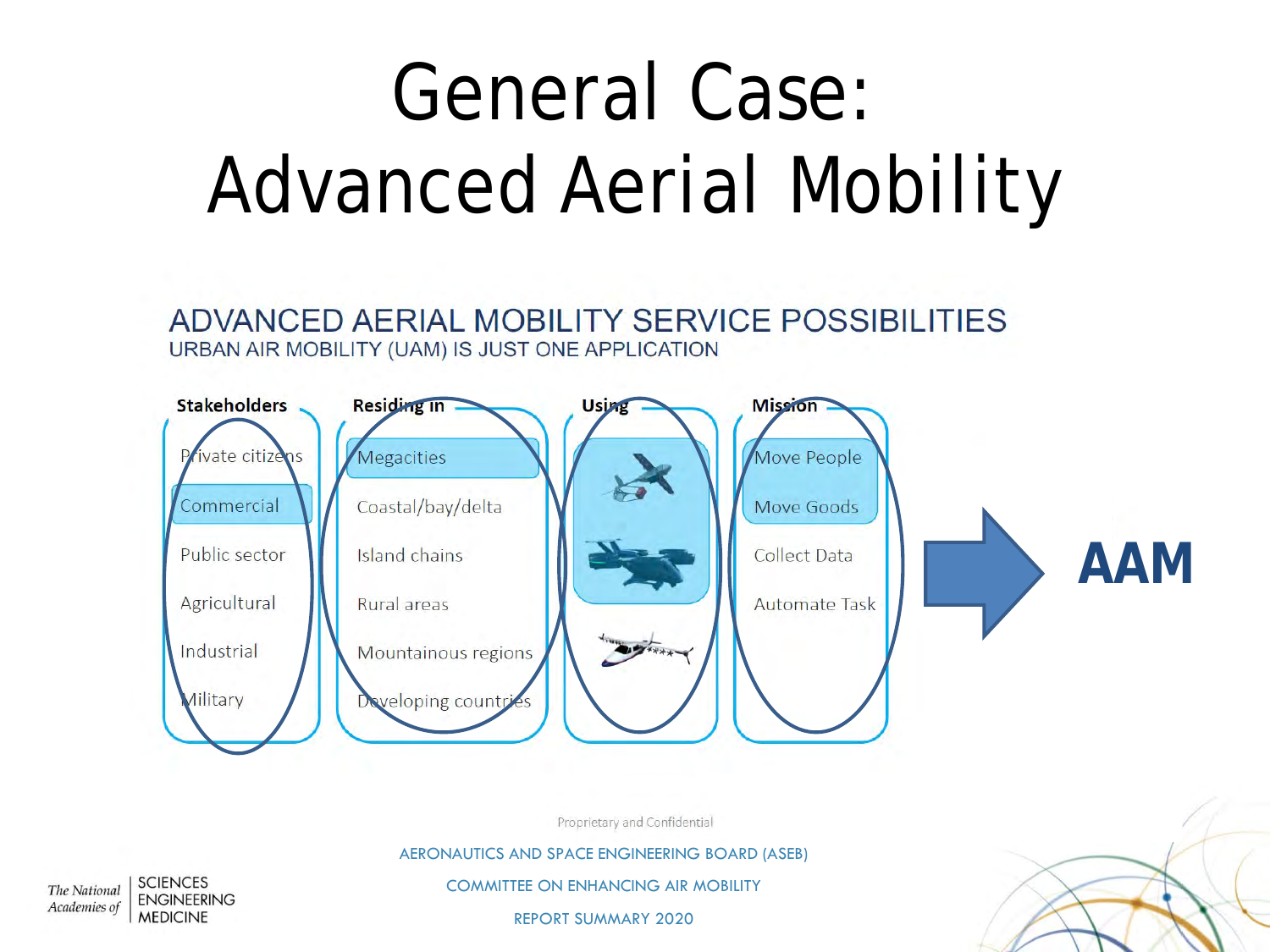# General Case: Advanced Aerial Mobility

## ADVANCED AERIAL MOBILITY SERVICE POSSIBILITIES

URBAN AIR MOBILITY (UAM) IS JUST ONE APPLICATION

| Stakeholders | Residing in | Using | Mission |
|---|---|---|---|
| Private citizens | Megacities | | Move People |
| Commercial | Coastal/bay/delta | | Move Goods |
| Public sector | Island chains | | Collect Data |
| Agricultural | Rural areas | | Automate Task |
| Industrial | Mountainous regions | | |
| Military | Developing countries | | |

→ **AAM**

Proprietary and Confidential

AERONAUTICS AND SPACE ENGINEERING BOARD (ASEB)

COMMITTEE ON ENHANCING AIR MOBILITY

REPORT SUMMARY 2020

The National Academies of SCIENCES ENGINEERING MEDICINE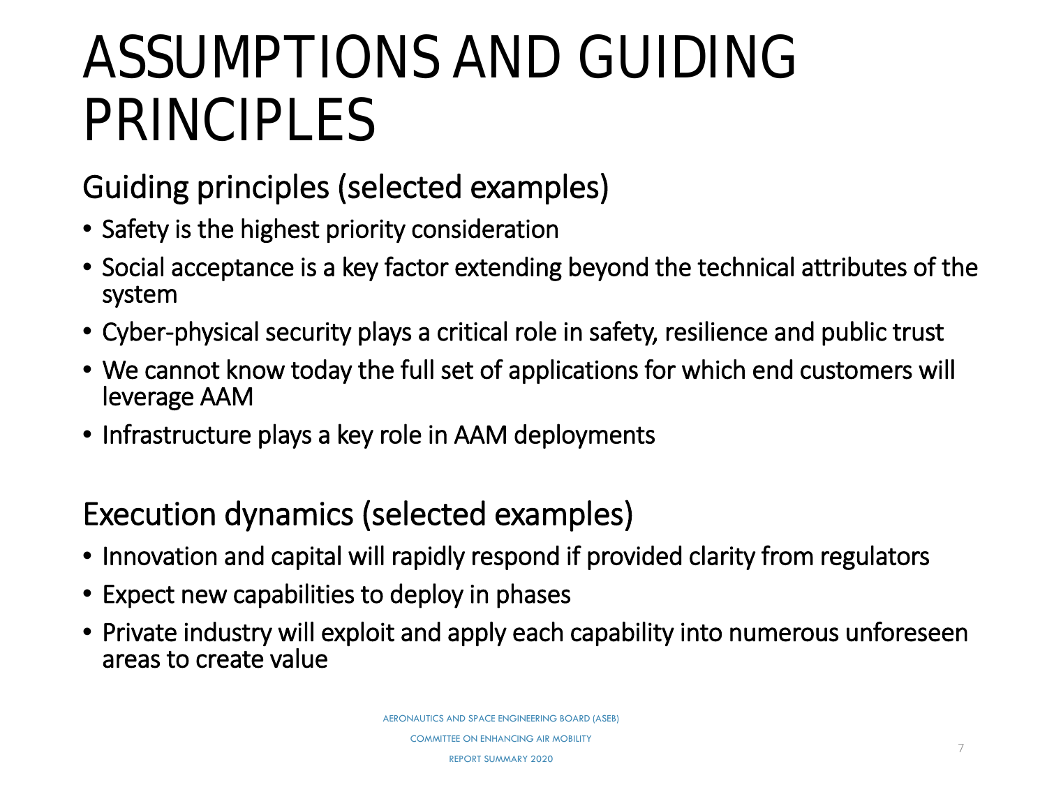# ASSUMPTIONS AND GUIDING PRINCIPLES

## Guiding principles (selected examples)

- Safety is the highest priority consideration
- Social acceptance is a key factor extending beyond the technical attributes of the system
- Cyber-physical security plays a critical role in safety, resilience and public trust
- We cannot know today the full set of applications for which end customers will leverage AAM
- Infrastructure plays a key role in AAM deployments

## Execution dynamics (selected examples)

- Innovation and capital will rapidly respond if provided clarity from regulators
- Expect new capabilities to deploy in phases
- Private industry will exploit and apply each capability into numerous unforeseen areas to create value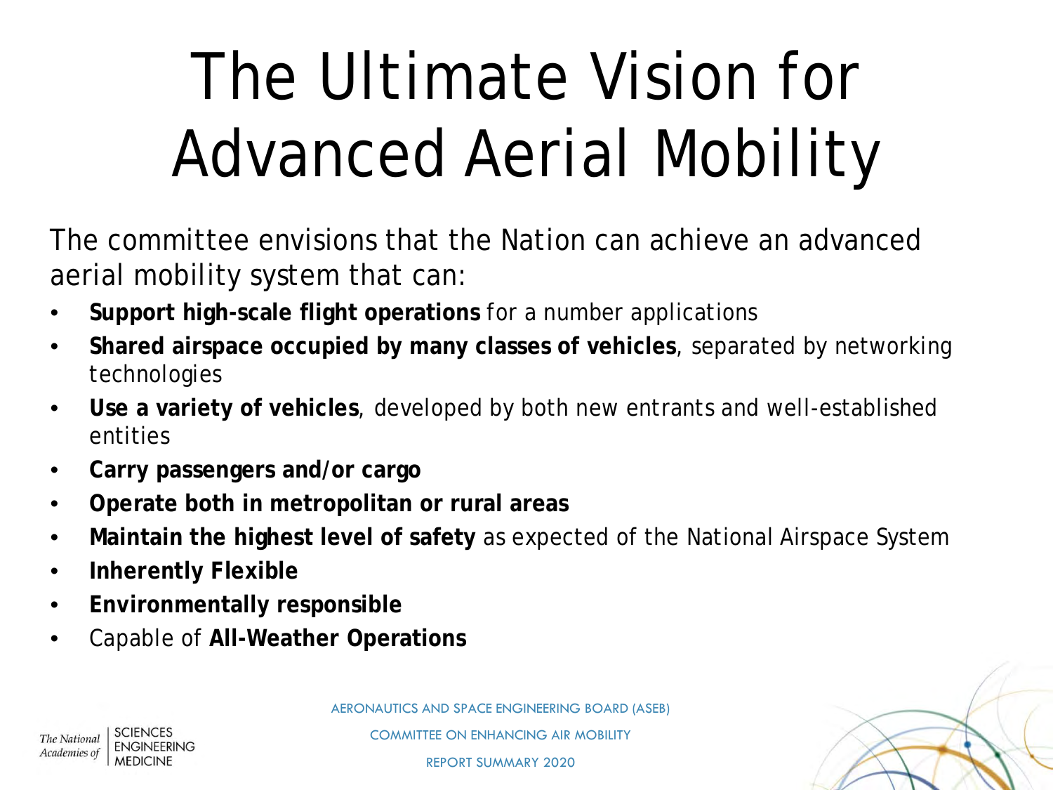# The Ultimate Vision for Advanced Aerial Mobility

The committee envisions that the Nation can achieve an advanced aerial mobility system that can:

- **Support high-scale flight operations** for a number applications
- **Shared airspace occupied by many classes of vehicles**, separated by networking technologies
- **Use a variety of vehicles**, developed by both new entrants and well-established entities
- **Carry passengers and/or cargo**
- **Operate both in metropolitan or rural areas**
- **Maintain the highest level of safety** as expected of the National Airspace System
- **Inherently Flexible**
- **Environmentally responsible**
- Capable of **All-Weather Operations**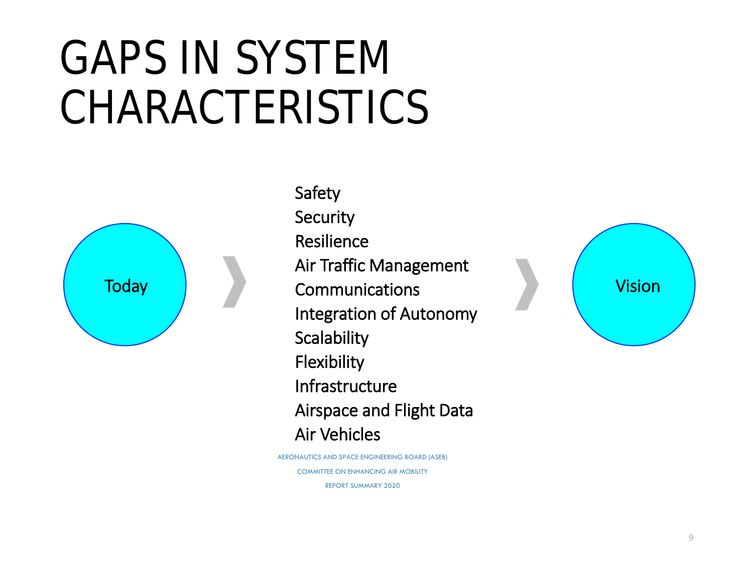# GAPS IN SYSTEM CHARACTERISTICS

Today

- Safety
- Security
- Resilience
- Air Traffic Management
- Communications
- Integration of Autonomy
- Scalability
- Flexibility
- Infrastructure
- Airspace and Flight Data
- Air Vehicles

Vision

AERONAUTICS AND SPACE ENGINEERING BOARD (ASEB)

COMMITTEE ON ENHANCING AIR MOBILITY

REPORT SUMMARY 2020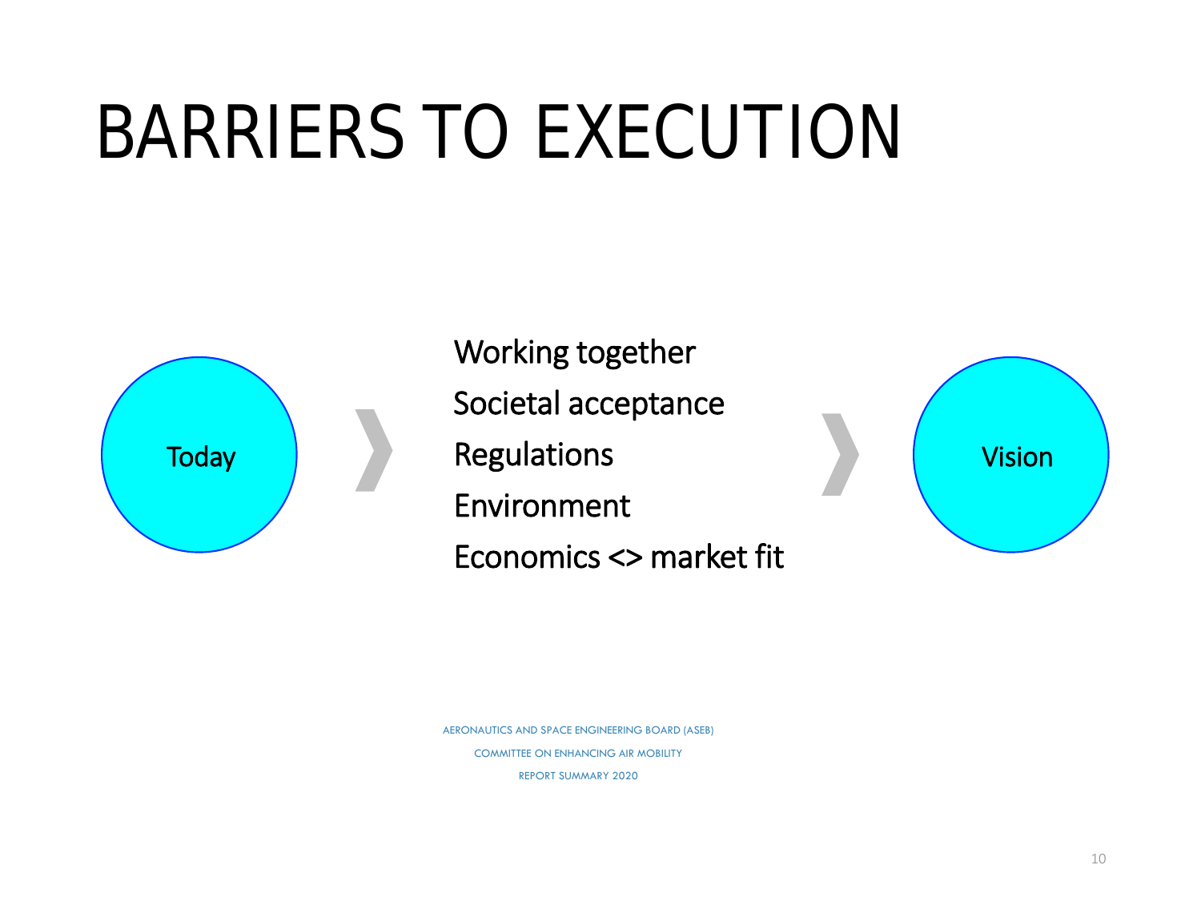# BARRIERS TO EXECUTION

Today

Working together

Societal acceptance

Regulations

Environment

Economics <> market fit

Vision

AERONAUTICS AND SPACE ENGINEERING BOARD (ASEB)

COMMITTEE ON ENHANCING AIR MOBILITY

REPORT SUMMARY 2020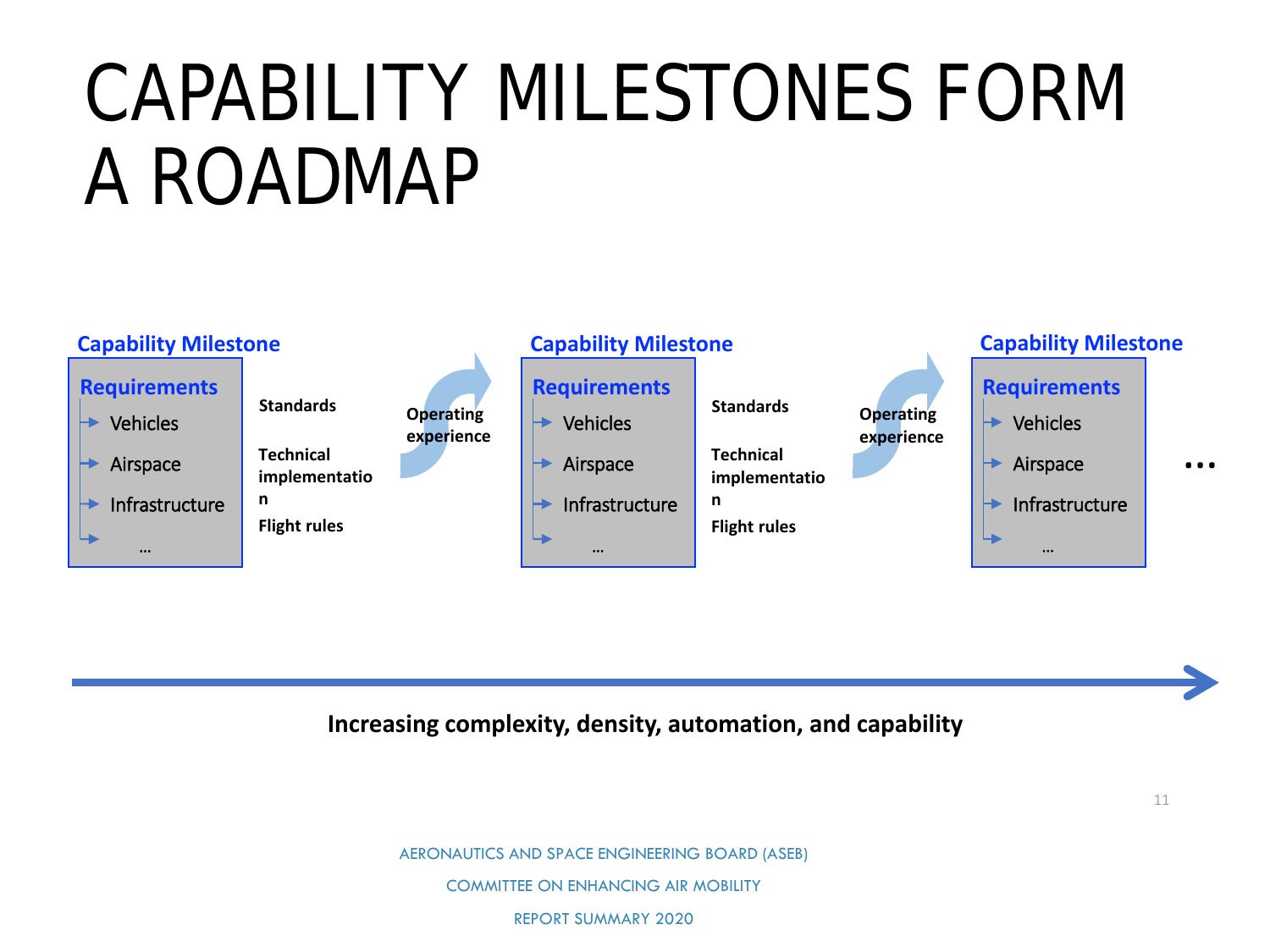# CAPABILITY MILESTONES FORM A ROADMAP

**Capability Milestone**

**Requirements**
- Vehicles
- Airspace
- Infrastructure
- …

**Standards**

**Technical implementation**

**Flight rules**

**Operating experience**

**Capability Milestone**

**Requirements**
- Vehicles
- Airspace
- Infrastructure
- …

**Standards**

**Technical implementation**

**Flight rules**

**Operating experience**

**Capability Milestone**

**Requirements**
- Vehicles
- Airspace
- Infrastructure
- …

…

**Increasing complexity, density, automation, and capability**

AERONAUTICS AND SPACE ENGINEERING BOARD (ASEB)

COMMITTEE ON ENHANCING AIR MOBILITY

REPORT SUMMARY 2020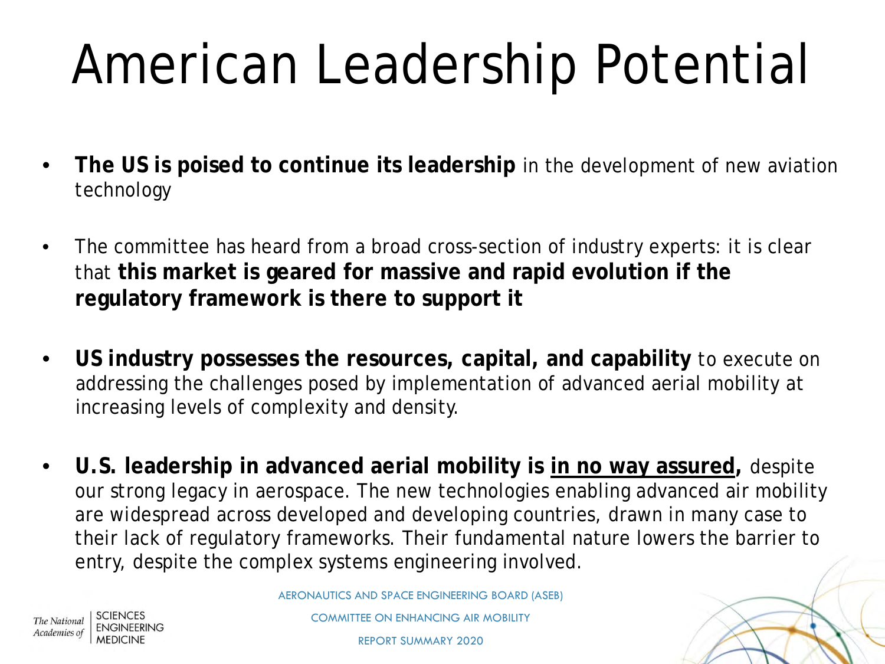# American Leadership Potential

- **The US is poised to continue its leadership** in the development of new aviation technology
- The committee has heard from a broad cross-section of industry experts: it is clear that **this market is geared for massive and rapid evolution if the regulatory framework is there to support it**
- **US industry possesses the resources, capital, and capability** to execute on addressing the challenges posed by implementation of advanced aerial mobility at increasing levels of complexity and density.
- **U.S. leadership in advanced aerial mobility is <u>in no way assured</u>,** despite our strong legacy in aerospace. The new technologies enabling advanced air mobility are widespread across developed and developing countries, drawn in many case to their lack of regulatory frameworks. Their fundamental nature lowers the barrier to entry, despite the complex systems engineering involved.

AERONAUTICS AND SPACE ENGINEERING BOARD (ASEB)

COMMITTEE ON ENHANCING AIR MOBILITY

REPORT SUMMARY 2020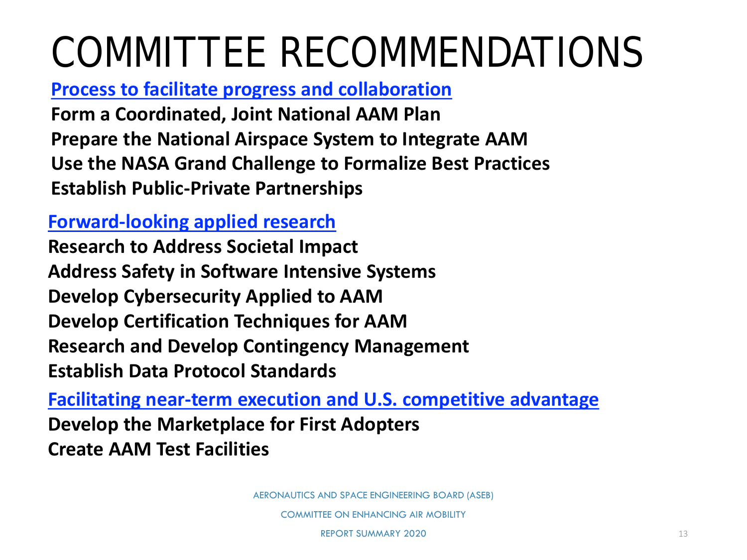# COMMITTEE RECOMMENDATIONS

## Process to facilitate progress and collaboration

**Form a Coordinated, Joint National AAM Plan**
**Prepare the National Airspace System to Integrate AAM**
**Use the NASA Grand Challenge to Formalize Best Practices**
**Establish Public-Private Partnerships**

## Forward-looking applied research

**Research to Address Societal Impact**
**Address Safety in Software Intensive Systems**
**Develop Cybersecurity Applied to AAM**
**Develop Certification Techniques for AAM**
**Research and Develop Contingency Management**
**Establish Data Protocol Standards**

## Facilitating near-term execution and U.S. competitive advantage

**Develop the Marketplace for First Adopters**
**Create AAM Test Facilities**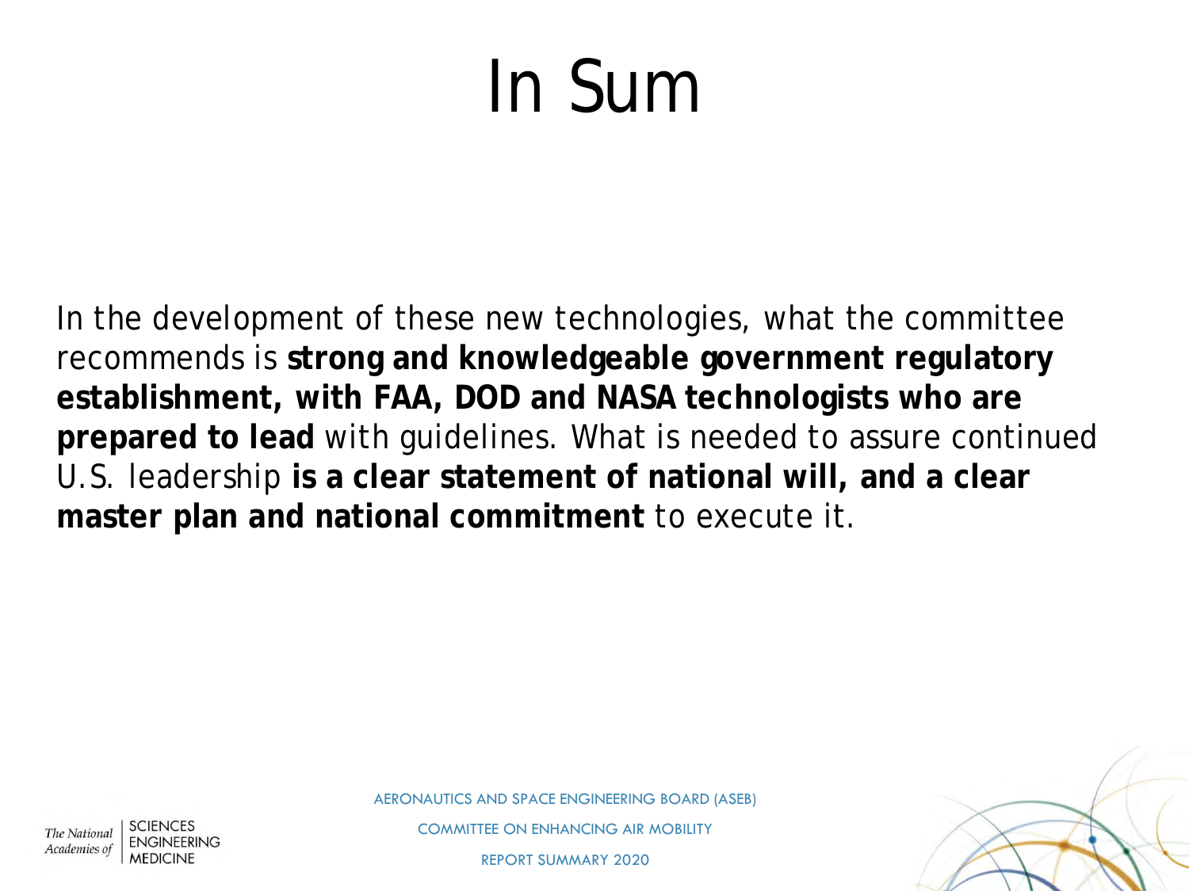# In Sum

In the development of these new technologies, what the committee recommends is **strong and knowledgeable government regulatory establishment, with FAA, DOD and NASA technologists who are prepared to lead** with guidelines. What is needed to assure continued U.S. leadership **is a clear statement of national will, and a clear master plan and national commitment** to execute it.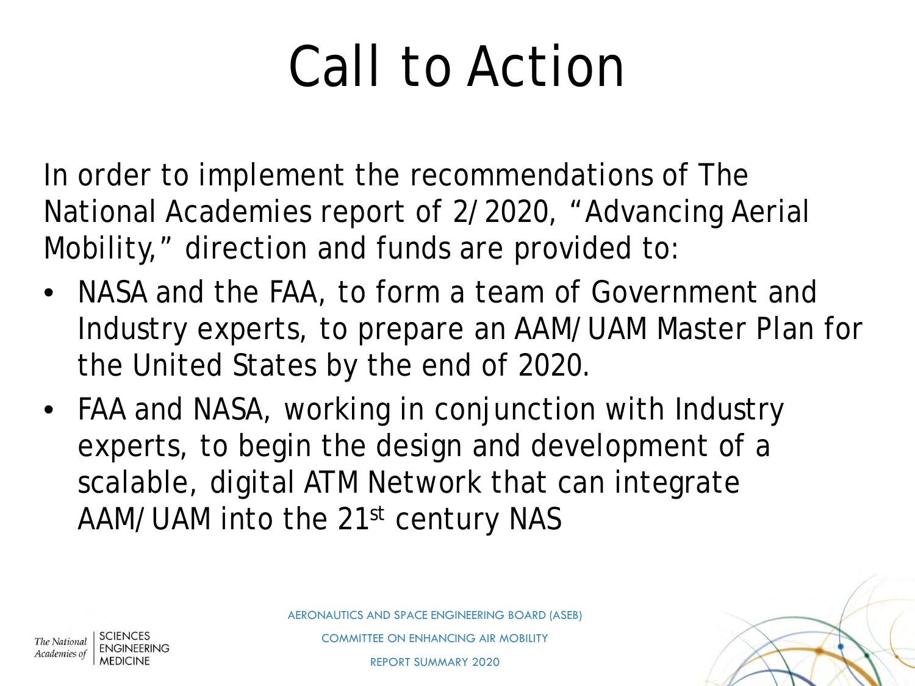# Call to Action

In order to implement the recommendations of The National Academies report of 2/2020, "Advancing Aerial Mobility," direction and funds are provided to:

- NASA and the FAA, to form a team of Government and Industry experts, to prepare an AAM/UAM Master Plan for the United States by the end of 2020.
- FAA and NASA, working in conjunction with Industry experts, to begin the design and development of a scalable, digital ATM Network that can integrate AAM/UAM into the 21st century NAS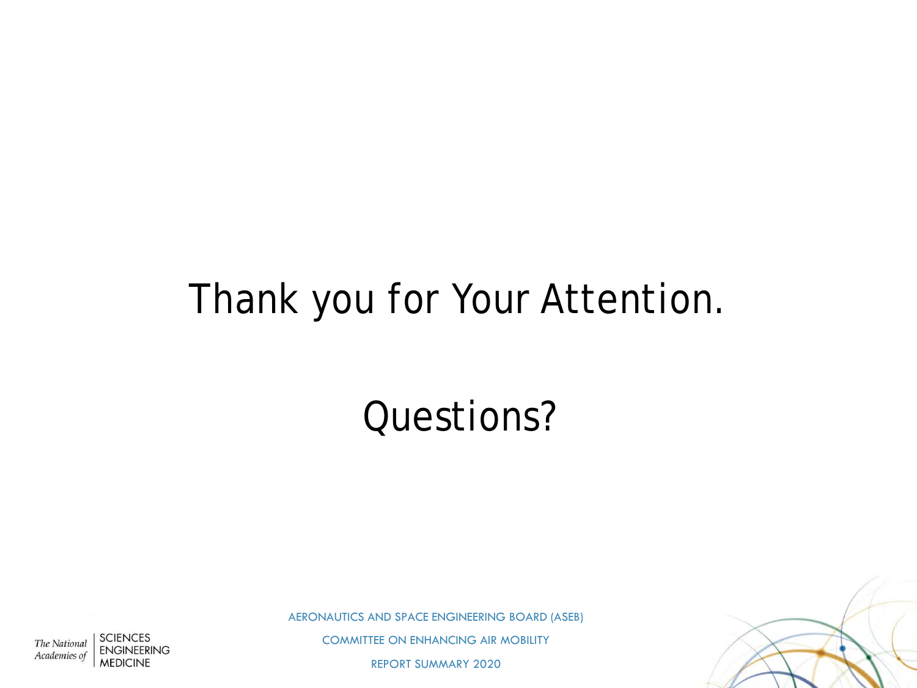# Thank you for Your Attention.

# Questions?

The National Academies of SCIENCES ENGINEERING MEDICINE

AERONAUTICS AND SPACE ENGINEERING BOARD (ASEB)

COMMITTEE ON ENHANCING AIR MOBILITY

REPORT SUMMARY 2020